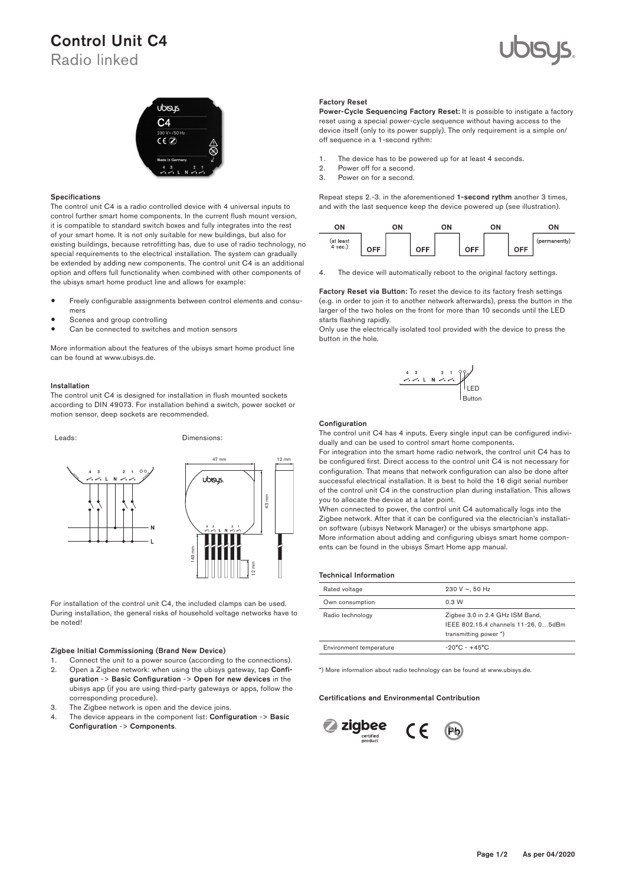# Control Unit C4

## Radio linked

### Specifications

The control unit C4 is a radio controlled device with 4 universal inputs to control further smart home components. In the current flush mount version, it is compatible to standard switch boxes and fully integrates into the rest of your smart home. It is not only suitable for new buildings, but also for existing buildings, because retrofitting has, due to use of radio technology, no special requirements to the electrical installation. The system can gradually be extended by adding new components. The control unit C4 is an additional option and offers full functionality when combined with other components of the ubisys smart home product line and allows for example:

- Freely configurable assignments between control elements and consumers
- Scenes and group controlling
- Can be connected to switches and motion sensors

More information about the features of the ubisys smart home product line can be found at www.ubisys.de.

### Installation

The control unit C4 is designed for installation in flush mounted sockets according to DIN 49073. For installation behind a switch, power socket or motion sensor, deep sockets are recommended.

Leads:

Dimensions:

For installation of the control unit C4, the included clamps can be used. During installation, the general risks of household voltage networks have to be noted!

### Zigbee Initial Commissioning (Brand New Device)

1. Connect the unit to a power source (according to the connections).
2. Open a Zigbee network: when using the ubisys gateway, tap **Configuration** -> **Basic Configuration** -> **Open for new devices** in the ubisys app (if you are using third-party gateways or apps, follow the corresponding procedure).
3. The Zigbee network is open and the device joins.
4. The device appears in the component list: **Configuration** -> **Basic Configuration** -> **Components**.

### Factory Reset

**Power-Cycle Sequencing Factory Reset:** It is possible to instigate a factory reset using a special power-cycle sequence without having access to the device itself (only to its power supply). The only requirement is a simple on/ off sequence in a 1-second rythm:

1. The device has to be powered up for at least 4 seconds.
2. Power off for a second.
3. Power on for a second.

Repeat steps 2.-3. in the aforementioned **1-second rythm** another 3 times, and with the last sequence keep the device powered up (see illustration).

ON (at least 4 sec.) – OFF – ON – OFF – ON – OFF – ON – OFF – ON (permanently)

4. The device will automatically reboot to the original factory settings.

**Factory Reset via Button:** To reset the device to its factory fresh settings (e.g. in order to join it to another network afterwards), press the button in the larger of the two holes on the front for more than 10 seconds until the LED starts flashing rapidly.

Only use the electrically isolated tool provided with the device to press the button in the hole.

### Configuration

The control unit C4 has 4 inputs. Every single input can be configured individually and can be used to control smart home components.

For integration into the smart home radio network, the control unit C4 has to be configured first. Direct access to the control unit C4 is not necessary for configuration. That means that network configuration can also be done after successful electrical installation. It is best to hold the 16 digit serial number of the control unit C4 in the construction plan during installation. This allows you to allocate the device at a later point.

When connected to power, the control unit C4 automatically logs into the Zigbee network. After that it can be configured via the electrician's installation software (ubisys Network Manager) or the ubisys smartphone app.

More information about adding and configuring ubisys smart home components can be found in the ubisys Smart Home app manual.

### Technical Information

| | |
|---|---|
| Rated voltage | 230 V ~, 50 Hz |
| Own consumption | 0.3 W |
| Radio technology | Zigbee 3.0 in 2.4 GHz ISM Band, IEEE 802.15.4 channels 11-26, 0…5dBm transmitting power *) |
| Environment temperature | -20°C - +45°C |

*) More information about radio technology can be found at www.ubisys.de.

### Certifications and Environmental Contribution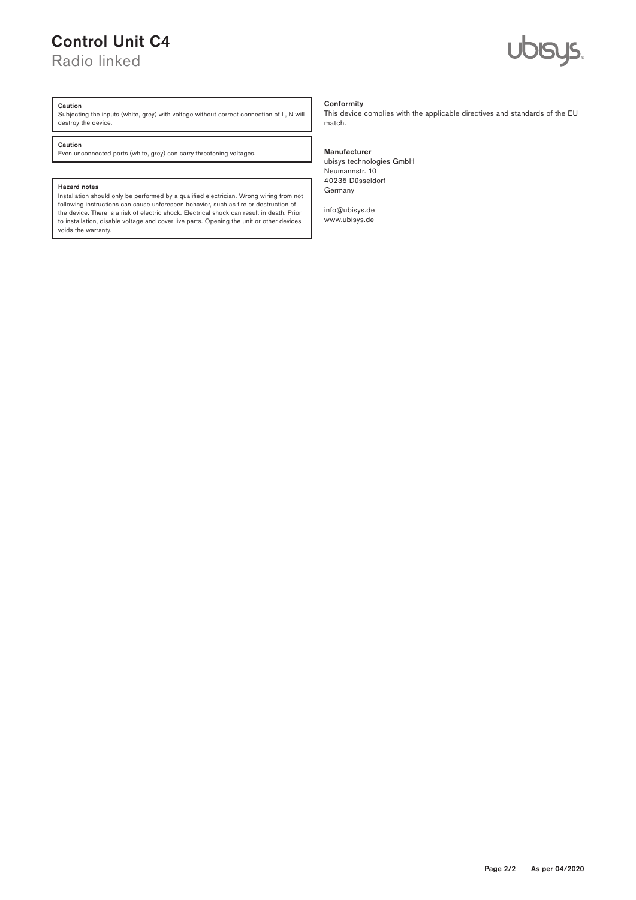# Control Unit C4

## Radio linked

**Caution**

Subjecting the inputs (white, grey) with voltage without correct connection of L, N will destroy the device.

**Caution**

Even unconnected ports (white, grey) can carry threatening voltages.

**Hazard notes**

Installation should only be performed by a qualified electrician. Wrong wiring from not following instructions can cause unforeseen behavior, such as fire or destruction of the device. There is a risk of electric shock. Electrical shock can result in death. Prior to installation, disable voltage and cover live parts. Opening the unit or other devices voids the warranty.

**Conformity**

This device complies with the applicable directives and standards of the EU match.

**Manufacturer**

ubisys technologies GmbH
Neumannstr. 10
40235 Düsseldorf
Germany

info@ubisys.de
www.ubisys.de

As per 04/2020